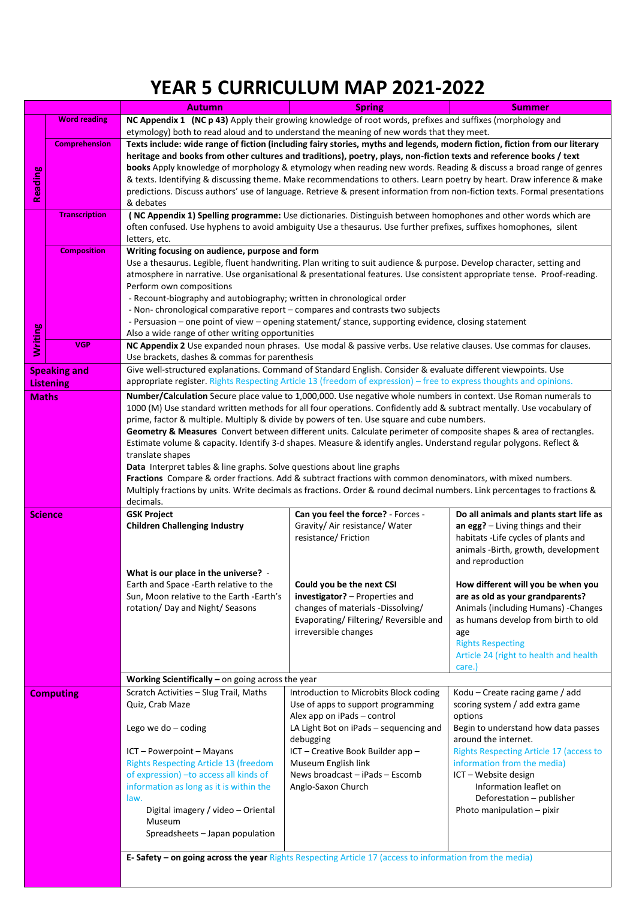# YEAR 5 CURRICULUM MAP 2021-2022

| | | Autumn | Spring | Summer |
|---|---|---|---|---|
| Reading | **Word reading** | **NC Appendix 1 (NC p 43)** Apply their growing knowledge of root words, prefixes and suffixes (morphology and etymology) both to read aloud and to understand the meaning of new words that they meet. | | |
| | **Comprehension** | **Texts include: wide range of fiction (including fairy stories, myths and legends, modern fiction, fiction from our literary heritage and books from other cultures and traditions), poetry, plays, non-fiction texts and reference books / text books** Apply knowledge of morphology & etymology when reading new words. Reading & discuss a broad range of genres & texts. Identifying & discussing theme. Make recommendations to others. Learn poetry by heart. Draw inference & make predictions. Discuss authors' use of language. Retrieve & present information from non-fiction texts. Formal presentations & debates | | |
| Writing | **Transcription** | **( NC Appendix 1) Spelling programme:** Use dictionaries. Distinguish between homophones and other words which are often confused. Use hyphens to avoid ambiguity Use a thesaurus. Use further prefixes, suffixes homophones, silent letters, etc. | | |
| | **Composition** | **Writing focusing on audience, purpose and form**<br>Use a thesaurus. Legible, fluent handwriting. Plan writing to suit audience & purpose. Develop character, setting and atmosphere in narrative. Use organisational & presentational features. Use consistent appropriate tense. Proof-reading. Perform own compositions<br>- Recount-biography and autobiography; written in chronological order<br>- Non- chronological comparative report – compares and contrasts two subjects<br>- Persuasion – one point of view – opening statement/ stance, supporting evidence, closing statement<br>Also a wide range of other writing opportunities | | |
| | **VGP** | **NC Appendix 2** Use expanded noun phrases. Use modal & passive verbs. Use relative clauses. Use commas for clauses. Use brackets, dashes & commas for parenthesis | | |
| **Speaking and Listening** | | Give well-structured explanations. Command of Standard English. Consider & evaluate different viewpoints. Use appropriate register. Rights Respecting Article 13 (freedom of expression) – free to express thoughts and opinions. | | |
| **Maths** | | **Number/Calculation** Secure place value to 1,000,000. Use negative whole numbers in context. Use Roman numerals to 1000 (M) Use standard written methods for all four operations. Confidently add & subtract mentally. Use vocabulary of prime, factor & multiple. Multiply & divide by powers of ten. Use square and cube numbers.<br>**Geometry & Measures** Convert between different units. Calculate perimeter of composite shapes & area of rectangles. Estimate volume & capacity. Identify 3-d shapes. Measure & identify angles. Understand regular polygons. Reflect & translate shapes<br>**Data** Interpret tables & line graphs. Solve questions about line graphs<br>**Fractions** Compare & order fractions. Add & subtract fractions with common denominators, with mixed numbers. Multiply fractions by units. Write decimals as fractions. Order & round decimal numbers. Link percentages to fractions & decimals. | | |
| **Science** | | **GSK Project**<br>**Children Challenging Industry**<br><br>**What is our place in the universe?** - Earth and Space -Earth relative to the Sun, Moon relative to the Earth -Earth's rotation/ Day and Night/ Seasons | **Can you feel the force?** - Forces - Gravity/ Air resistance/ Water resistance/ Friction<br><br>**Could you be the next CSI investigator?** – Properties and changes of materials -Dissolving/ Evaporating/ Filtering/ Reversible and irreversible changes | **Do all animals and plants start life as an egg?** – Living things and their habitats -Life cycles of plants and animals -Birth, growth, development and reproduction<br><br>**How different will you be when you are as old as your grandparents?** Animals (including Humans) -Changes as humans develop from birth to old age<br>Rights Respecting Article 24 (right to health and health care.) |
| | | **Working Scientifically –** on going across the year | | |
| **Computing** | | Scratch Activities – Slug Trail, Maths Quiz, Crab Maze<br><br>Lego we do – coding<br><br>ICT – Powerpoint – Mayans<br>Rights Respecting Article 13 (freedom of expression) –to access all kinds of information as long as it is within the law.<br>Digital imagery / video – Oriental Museum<br>Spreadsheets – Japan population | Introduction to Microbits Block coding<br>Use of apps to support programming<br>Alex app on iPads – control<br>LA Light Bot on iPads – sequencing and debugging<br>ICT – Creative Book Builder app – Museum English link<br>News broadcast – iPads – Escomb Anglo-Saxon Church | Kodu – Create racing game / add scoring system / add extra game options<br>Begin to understand how data passes around the internet.<br>Rights Respecting Article 17 (access to information from the media)<br>ICT – Website design<br>Information leaflet on Deforestation – publisher<br>Photo manipulation – pixir |
| | | **E- Safety – on going across the year** Rights Respecting Article 17 (access to information from the media) | | |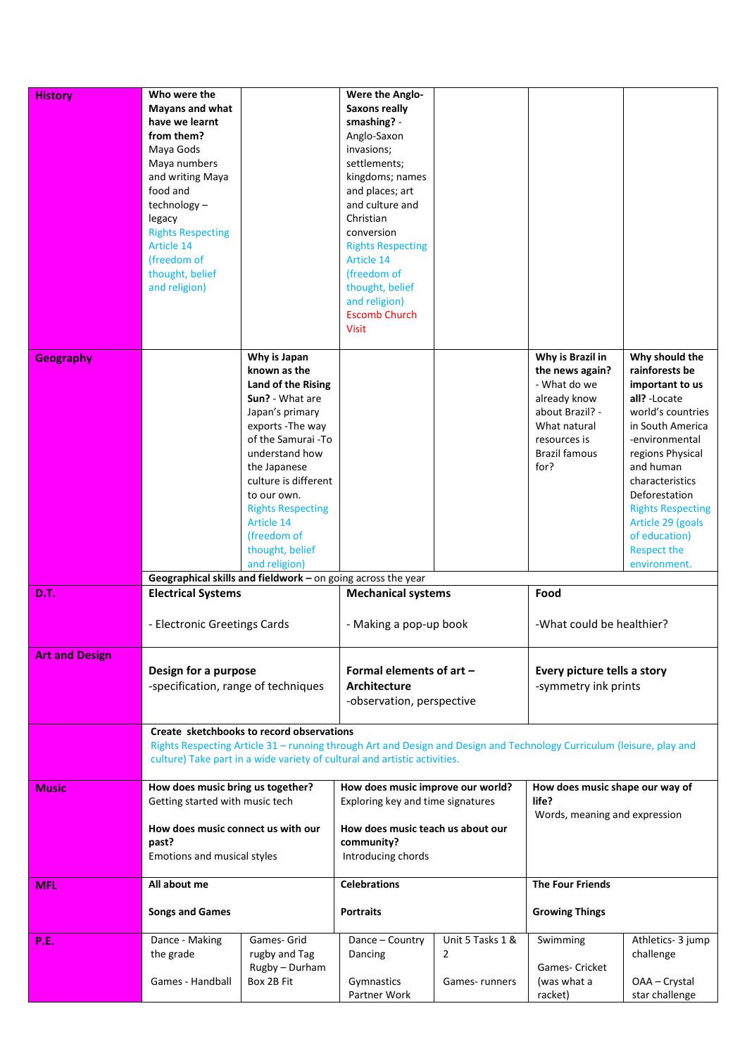| | | | | | | |
|---|---|---|---|---|---|---|
| **History** | **Who were the Mayans and what have we learnt from them?** Maya Gods Maya numbers and writing Maya food and technology – legacy Rights Respecting Article 14 (freedom of thought, belief and religion) | | **Were the Anglo-Saxons really smashing?** - Anglo-Saxon invasions; settlements; kingdoms; names and places; art and culture and Christian conversion Rights Respecting Article 14 (freedom of thought, belief and religion) Escomb Church Visit | | | |
| **Geography** | | **Why is Japan known as the Land of the Rising Sun?** - What are Japan's primary exports -The way of the Samurai -To understand how the Japanese culture is different to our own. Rights Respecting Article 14 (freedom of thought, belief and religion) | | | **Why is Brazil in the news again?** - What do we already know about Brazil? - What natural resources is Brazil famous for? | **Why should the rainforests be important to us all?** -Locate world's countries in South America -environmental regions Physical and human characteristics Deforestation Rights Respecting Article 29 (goals of education) Respect the environment. |
| | **Geographical skills and fieldwork –** on going across the year | | | | | |
| **D.T.** | **Electrical Systems** - Electronic Greetings Cards | | **Mechanical systems** - Making a pop-up book | | **Food** -What could be healthier? | |
| **Art and Design** | **Design for a purpose** -specification, range of techniques | | **Formal elements of art – Architecture** -observation, perspective | | **Every picture tells a story** -symmetry ink prints | |
| | **Create sketchbooks to record observations** Rights Respecting Article 31 – running through Art and Design and Design and Technology Curriculum (leisure, play and culture) Take part in a wide variety of cultural and artistic activities. | | | | | |
| **Music** | **How does music bring us together?** Getting started with music tech **How does music connect us with our past?** Emotions and musical styles | | **How does music improve our world?** Exploring key and time signatures **How does music teach us about our community?** Introducing chords | | **How does music shape our way of life?** Words, meaning and expression | |
| **MFL** | **All about me** **Songs and Games** | | **Celebrations** **Portraits** | | **The Four Friends** **Growing Things** | |
| **P.E.** | Dance - Making the grade Games - Handball | Games- Grid rugby and Tag Rugby – Durham Box 2B Fit | Dance – Country Dancing Gymnastics Partner Work | Unit 5 Tasks 1 & 2 Games- runners | Swimming Games- Cricket (was what a racket) | Athletics- 3 jump challenge OAA – Crystal star challenge |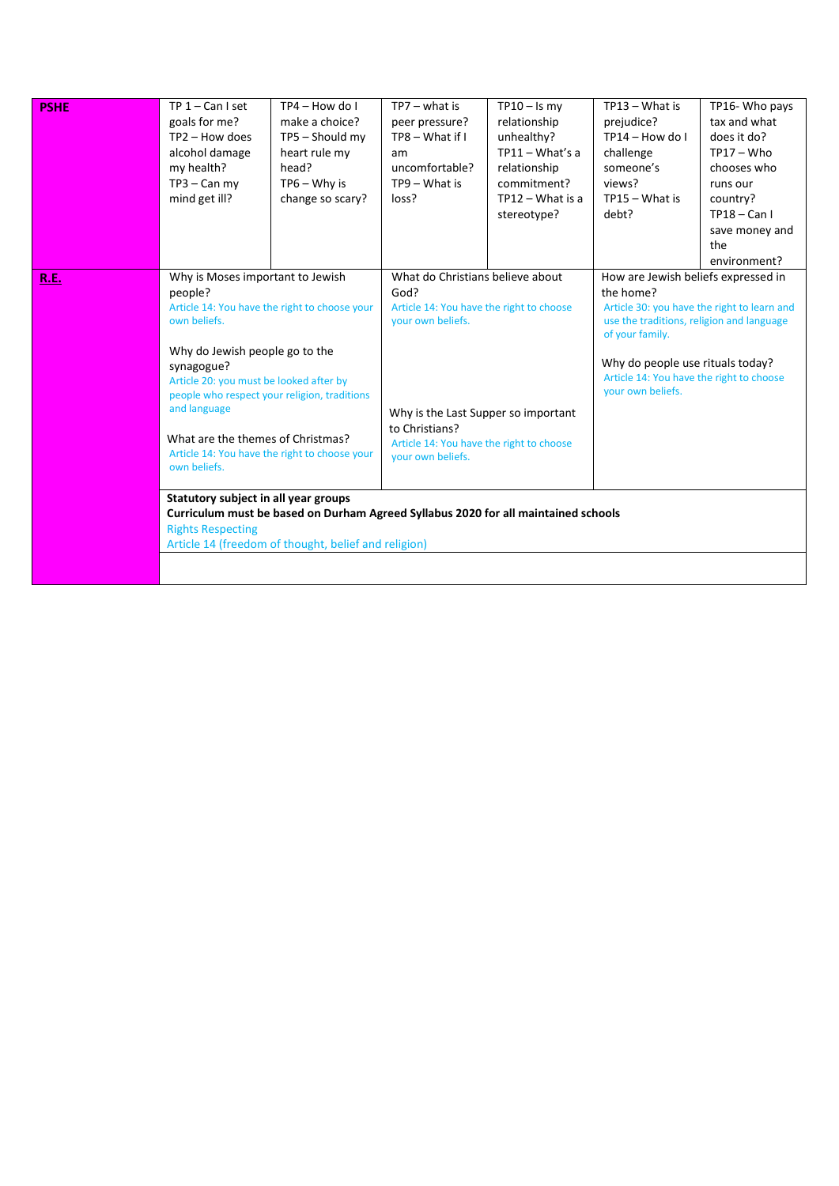| | | | | | | |
|---|---|---|---|---|---|---|
| **PSHE** | TP 1 – Can I set goals for me?<br>TP2 – How does alcohol damage my health?<br>TP3 – Can my mind get ill? | TP4 – How do I make a choice?<br>TP5 – Should my heart rule my head?<br>TP6 – Why is change so scary? | TP7 – what is peer pressure?<br>TP8 – What if I am uncomfortable?<br>TP9 – What is loss? | TP10 – Is my relationship unhealthy?<br>TP11 – What's a relationship commitment?<br>TP12 – What is a stereotype? | TP13 – What is prejudice?<br>TP14 – How do I challenge someone's views?<br>TP15 – What is debt? | TP16- Who pays tax and what does it do?<br>TP17 – Who chooses who runs our country?<br>TP18 – Can I save money and the environment? |
| **R.E.** | Why is Moses important to Jewish people?<br>Article 14: You have the right to choose your own beliefs.<br><br>Why do Jewish people go to the synagogue?<br>Article 20: you must be looked after by people who respect your religion, traditions and language<br><br>What are the themes of Christmas?<br>Article 14: You have the right to choose your own beliefs. | | What do Christians believe about God?<br>Article 14: You have the right to choose your own beliefs.<br><br>Why is the Last Supper so important to Christians?<br>Article 14: You have the right to choose your own beliefs. | | How are Jewish beliefs expressed in the home?<br>Article 30: you have the right to learn and use the traditions, religion and language of your family.<br><br>Why do people use rituals today?<br>Article 14: You have the right to choose your own beliefs. | |
| | **Statutory subject in all year groups**<br>**Curriculum must be based on Durham Agreed Syllabus 2020 for all maintained schools**<br>Rights Respecting<br>Article 14 (freedom of thought, belief and religion) | | | | | |
| | | | | | | |